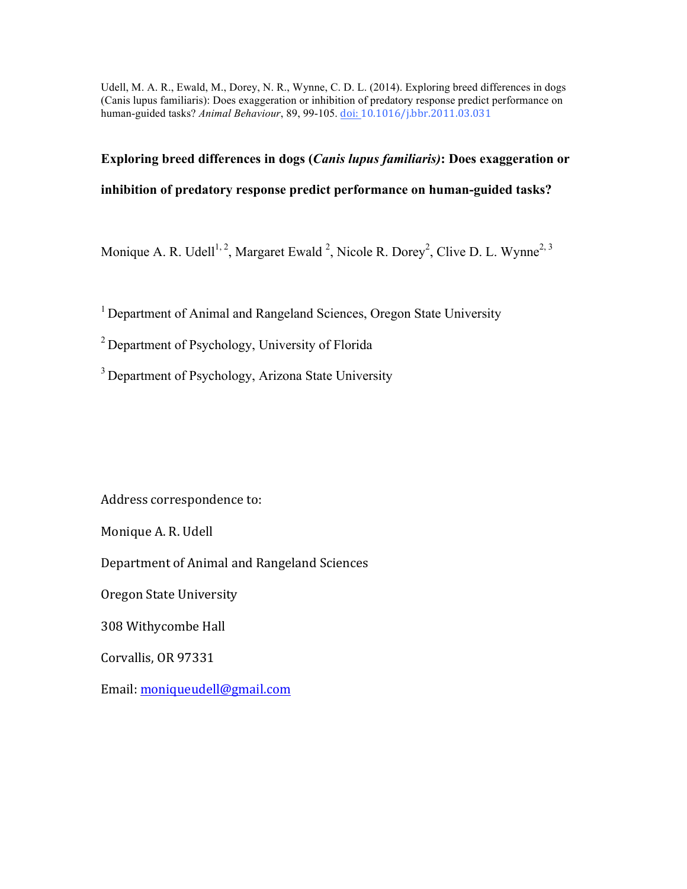Udell, M. A. R., Ewald, M., Dorey, N. R., Wynne, C. D. L. (2014). Exploring breed differences in dogs (Canis lupus familiaris): Does exaggeration or inhibition of predatory response predict performance on human-guided tasks? *Animal Behaviour*, 89, 99-105. doi: 10.1016/j.bbr.2011.03.031

# Exploring breed differences in dogs (*Canis lupus familiaris)*: Does exaggeration or inhibition of predatory response predict performance on human-guided tasks?

Monique A. R. Udell[1, 2], Margaret Ewald [2], Nicole R. Dorey[2], Clive D. L. Wynne[2, 3]

[1] Department of Animal and Rangeland Sciences, Oregon State University

[2] Department of Psychology, University of Florida

[3] Department of Psychology, Arizona State University

Address correspondence to:

Monique A. R. Udell

Department of Animal and Rangeland Sciences

Oregon State University

308 Withycombe Hall

Corvallis, OR 97331

Email: moniqueudell@gmail.com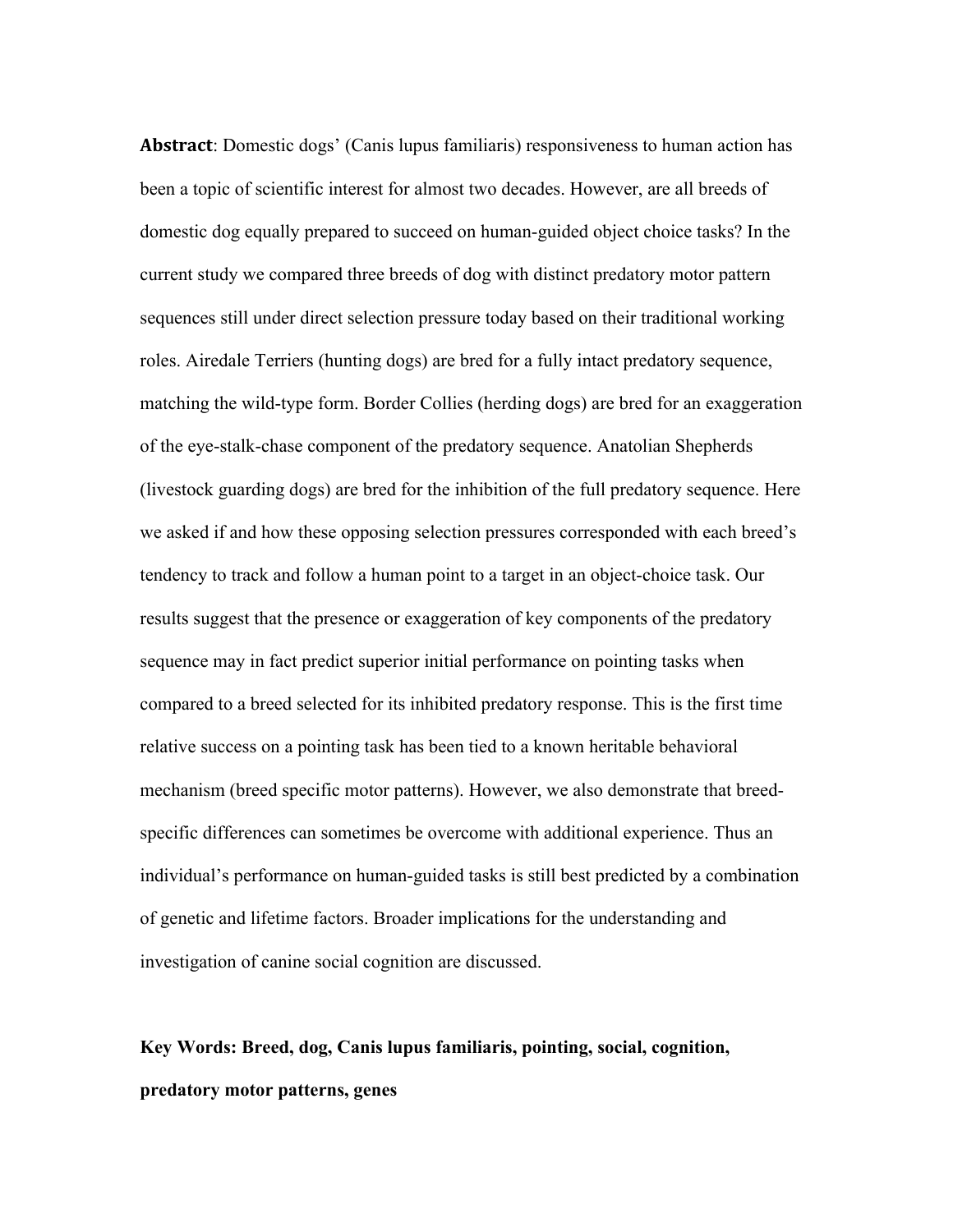**Abstract**: Domestic dogs' (Canis lupus familiaris) responsiveness to human action has been a topic of scientific interest for almost two decades. However, are all breeds of domestic dog equally prepared to succeed on human-guided object choice tasks? In the current study we compared three breeds of dog with distinct predatory motor pattern sequences still under direct selection pressure today based on their traditional working roles. Airedale Terriers (hunting dogs) are bred for a fully intact predatory sequence, matching the wild-type form. Border Collies (herding dogs) are bred for an exaggeration of the eye-stalk-chase component of the predatory sequence. Anatolian Shepherds (livestock guarding dogs) are bred for the inhibition of the full predatory sequence. Here we asked if and how these opposing selection pressures corresponded with each breed's tendency to track and follow a human point to a target in an object-choice task. Our results suggest that the presence or exaggeration of key components of the predatory sequence may in fact predict superior initial performance on pointing tasks when compared to a breed selected for its inhibited predatory response. This is the first time relative success on a pointing task has been tied to a known heritable behavioral mechanism (breed specific motor patterns). However, we also demonstrate that breed-specific differences can sometimes be overcome with additional experience. Thus an individual's performance on human-guided tasks is still best predicted by a combination of genetic and lifetime factors. Broader implications for the understanding and investigation of canine social cognition are discussed.

**Key Words: Breed, dog, Canis lupus familiaris, pointing, social, cognition, predatory motor patterns, genes**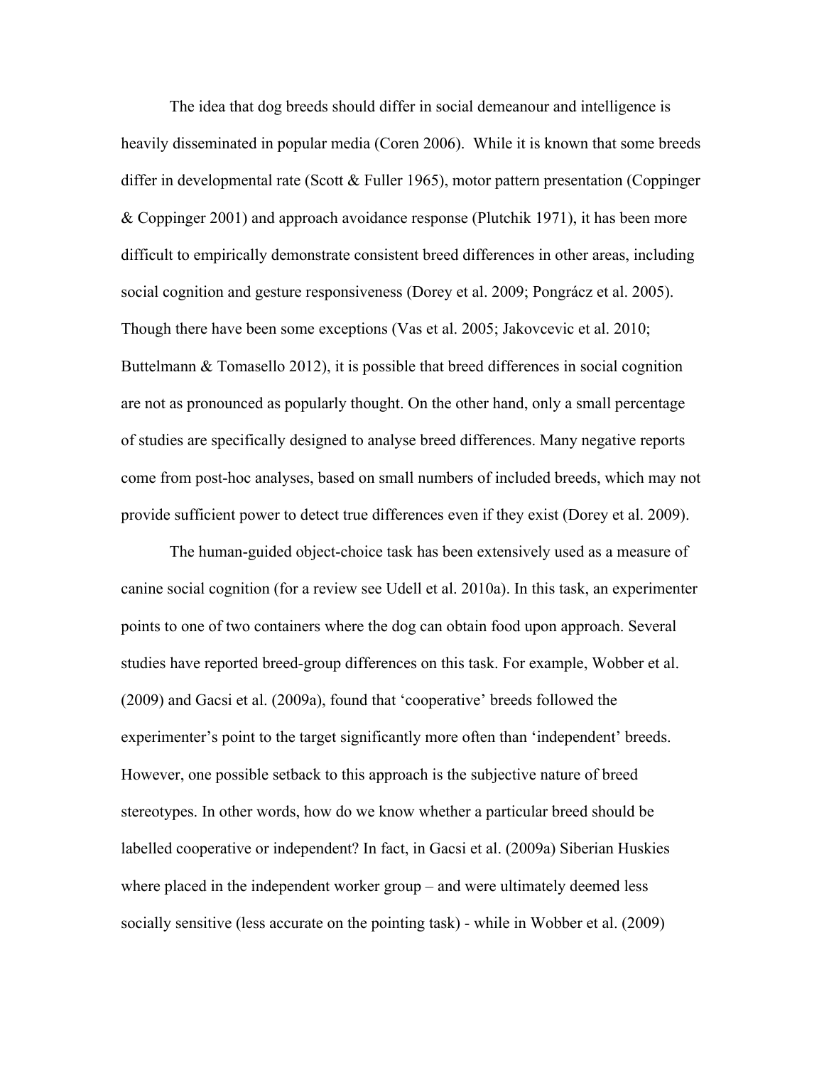The idea that dog breeds should differ in social demeanour and intelligence is heavily disseminated in popular media (Coren 2006). While it is known that some breeds differ in developmental rate (Scott & Fuller 1965), motor pattern presentation (Coppinger & Coppinger 2001) and approach avoidance response (Plutchik 1971), it has been more difficult to empirically demonstrate consistent breed differences in other areas, including social cognition and gesture responsiveness (Dorey et al. 2009; Pongrácz et al. 2005). Though there have been some exceptions (Vas et al. 2005; Jakovcevic et al. 2010; Buttelmann & Tomasello 2012), it is possible that breed differences in social cognition are not as pronounced as popularly thought. On the other hand, only a small percentage of studies are specifically designed to analyse breed differences. Many negative reports come from post-hoc analyses, based on small numbers of included breeds, which may not provide sufficient power to detect true differences even if they exist (Dorey et al. 2009).

The human-guided object-choice task has been extensively used as a measure of canine social cognition (for a review see Udell et al. 2010a). In this task, an experimenter points to one of two containers where the dog can obtain food upon approach. Several studies have reported breed-group differences on this task. For example, Wobber et al. (2009) and Gacsi et al. (2009a), found that 'cooperative' breeds followed the experimenter's point to the target significantly more often than 'independent' breeds. However, one possible setback to this approach is the subjective nature of breed stereotypes. In other words, how do we know whether a particular breed should be labelled cooperative or independent? In fact, in Gacsi et al. (2009a) Siberian Huskies where placed in the independent worker group – and were ultimately deemed less socially sensitive (less accurate on the pointing task) - while in Wobber et al. (2009)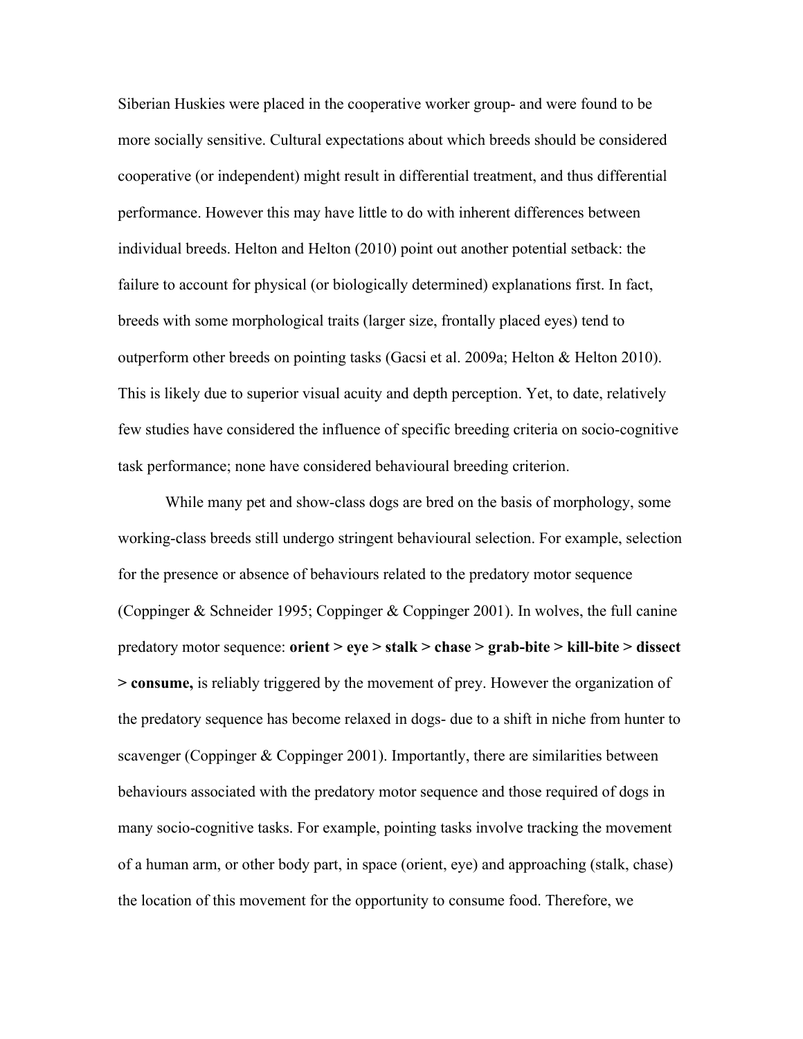Siberian Huskies were placed in the cooperative worker group- and were found to be more socially sensitive. Cultural expectations about which breeds should be considered cooperative (or independent) might result in differential treatment, and thus differential performance. However this may have little to do with inherent differences between individual breeds. Helton and Helton (2010) point out another potential setback: the failure to account for physical (or biologically determined) explanations first. In fact, breeds with some morphological traits (larger size, frontally placed eyes) tend to outperform other breeds on pointing tasks (Gacsi et al. 2009a; Helton & Helton 2010). This is likely due to superior visual acuity and depth perception. Yet, to date, relatively few studies have considered the influence of specific breeding criteria on socio-cognitive task performance; none have considered behavioural breeding criterion.

While many pet and show-class dogs are bred on the basis of morphology, some working-class breeds still undergo stringent behavioural selection. For example, selection for the presence or absence of behaviours related to the predatory motor sequence (Coppinger & Schneider 1995; Coppinger & Coppinger 2001). In wolves, the full canine predatory motor sequence: **orient > eye > stalk > chase > grab-bite > kill-bite > dissect > consume,** is reliably triggered by the movement of prey. However the organization of the predatory sequence has become relaxed in dogs- due to a shift in niche from hunter to scavenger (Coppinger & Coppinger 2001). Importantly, there are similarities between behaviours associated with the predatory motor sequence and those required of dogs in many socio-cognitive tasks. For example, pointing tasks involve tracking the movement of a human arm, or other body part, in space (orient, eye) and approaching (stalk, chase) the location of this movement for the opportunity to consume food. Therefore, we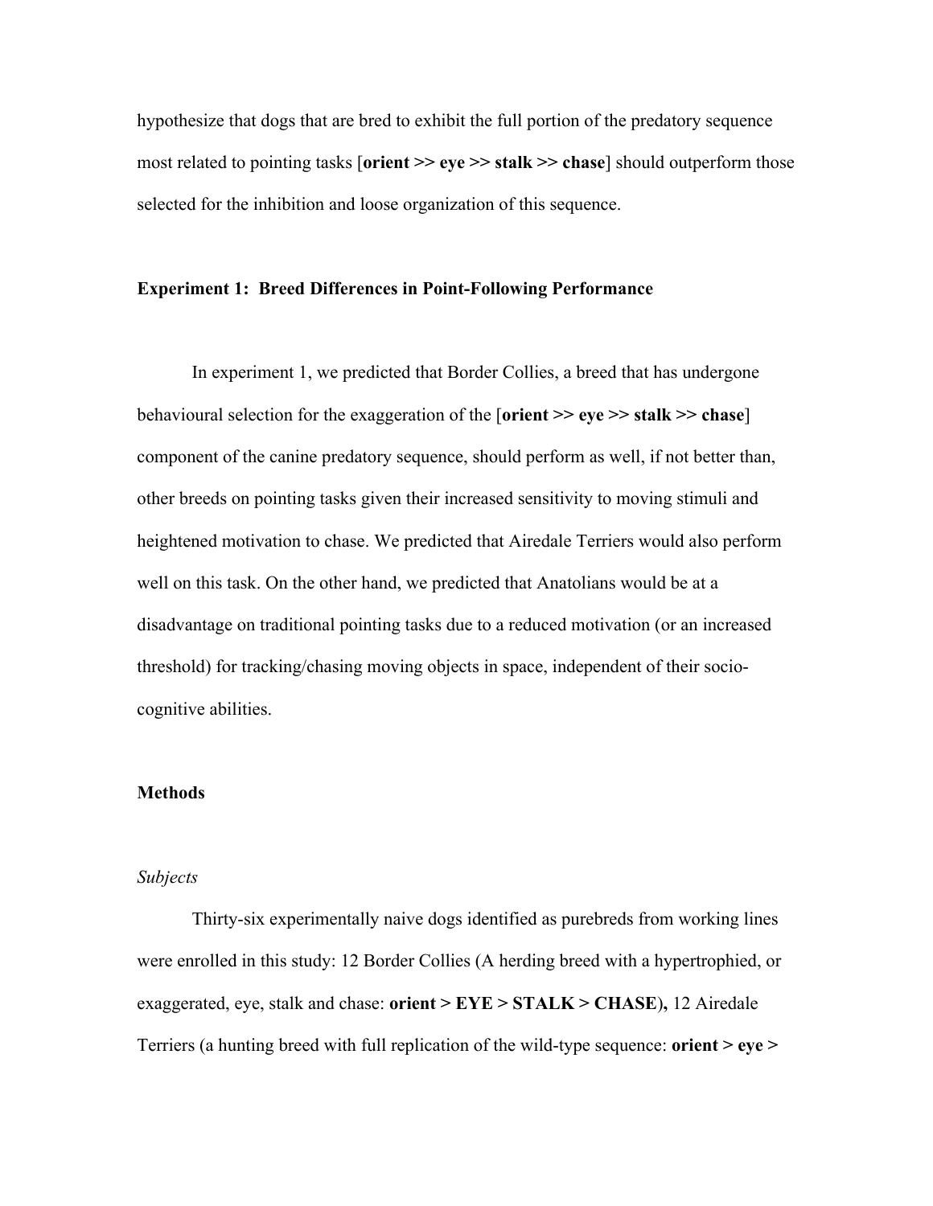hypothesize that dogs that are bred to exhibit the full portion of the predatory sequence most related to pointing tasks [**orient >> eye >> stalk >> chase**] should outperform those selected for the inhibition and loose organization of this sequence.

### Experiment 1: Breed Differences in Point-Following Performance

In experiment 1, we predicted that Border Collies, a breed that has undergone behavioural selection for the exaggeration of the [**orient >> eye >> stalk >> chase**] component of the canine predatory sequence, should perform as well, if not better than, other breeds on pointing tasks given their increased sensitivity to moving stimuli and heightened motivation to chase. We predicted that Airedale Terriers would also perform well on this task. On the other hand, we predicted that Anatolians would be at a disadvantage on traditional pointing tasks due to a reduced motivation (or an increased threshold) for tracking/chasing moving objects in space, independent of their socio-cognitive abilities.

### Methods

#### *Subjects*

Thirty-six experimentally naive dogs identified as purebreds from working lines were enrolled in this study: 12 Border Collies (A herding breed with a hypertrophied, or exaggerated, eye, stalk and chase: **orient > EYE > STALK > CHASE**)**,** 12 Airedale Terriers (a hunting breed with full replication of the wild-type sequence: **orient > eye >**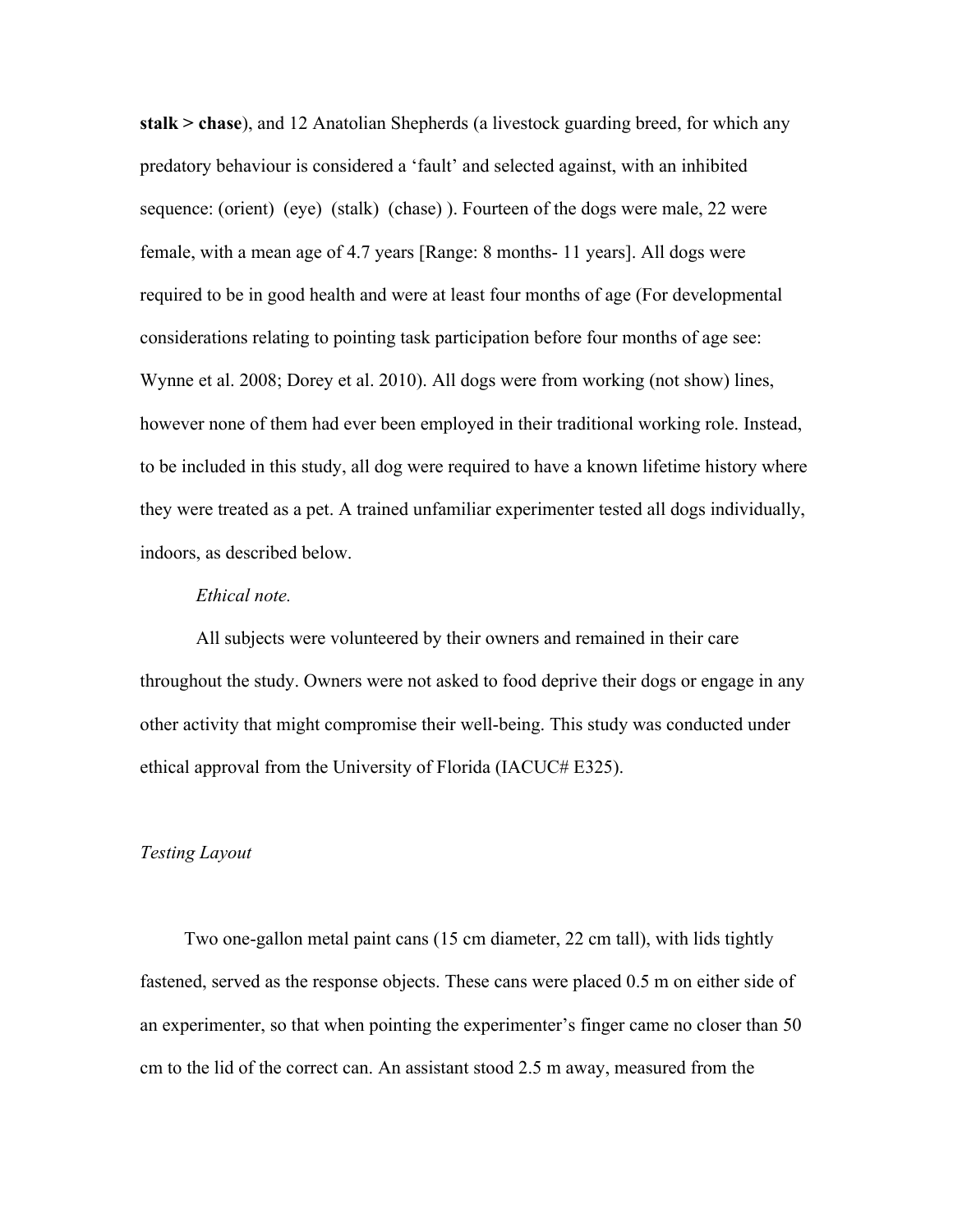**stalk > chase**), and 12 Anatolian Shepherds (a livestock guarding breed, for which any predatory behaviour is considered a 'fault' and selected against, with an inhibited sequence: (orient) (eye) (stalk) (chase) ). Fourteen of the dogs were male, 22 were female, with a mean age of 4.7 years [Range: 8 months- 11 years]. All dogs were required to be in good health and were at least four months of age (For developmental considerations relating to pointing task participation before four months of age see: Wynne et al. 2008; Dorey et al. 2010). All dogs were from working (not show) lines, however none of them had ever been employed in their traditional working role. Instead, to be included in this study, all dog were required to have a known lifetime history where they were treated as a pet. A trained unfamiliar experimenter tested all dogs individually, indoors, as described below.

*Ethical note.*

All subjects were volunteered by their owners and remained in their care throughout the study. Owners were not asked to food deprive their dogs or engage in any other activity that might compromise their well-being. This study was conducted under ethical approval from the University of Florida (IACUC# E325).

*Testing Layout*

Two one-gallon metal paint cans (15 cm diameter, 22 cm tall), with lids tightly fastened, served as the response objects. These cans were placed 0.5 m on either side of an experimenter, so that when pointing the experimenter's finger came no closer than 50 cm to the lid of the correct can. An assistant stood 2.5 m away, measured from the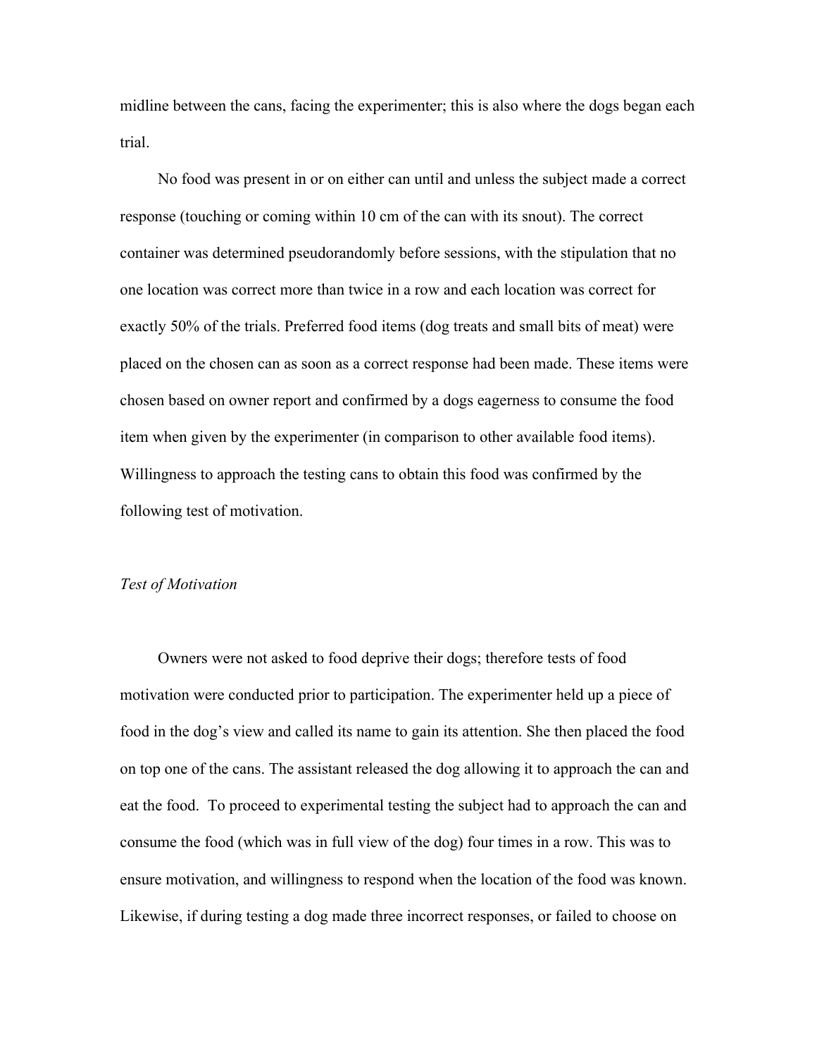midline between the cans, facing the experimenter; this is also where the dogs began each trial.

No food was present in or on either can until and unless the subject made a correct response (touching or coming within 10 cm of the can with its snout). The correct container was determined pseudorandomly before sessions, with the stipulation that no one location was correct more than twice in a row and each location was correct for exactly 50% of the trials. Preferred food items (dog treats and small bits of meat) were placed on the chosen can as soon as a correct response had been made. These items were chosen based on owner report and confirmed by a dogs eagerness to consume the food item when given by the experimenter (in comparison to other available food items). Willingness to approach the testing cans to obtain this food was confirmed by the following test of motivation.

*Test of Motivation*

Owners were not asked to food deprive their dogs; therefore tests of food motivation were conducted prior to participation. The experimenter held up a piece of food in the dog's view and called its name to gain its attention. She then placed the food on top one of the cans. The assistant released the dog allowing it to approach the can and eat the food. To proceed to experimental testing the subject had to approach the can and consume the food (which was in full view of the dog) four times in a row. This was to ensure motivation, and willingness to respond when the location of the food was known. Likewise, if during testing a dog made three incorrect responses, or failed to choose on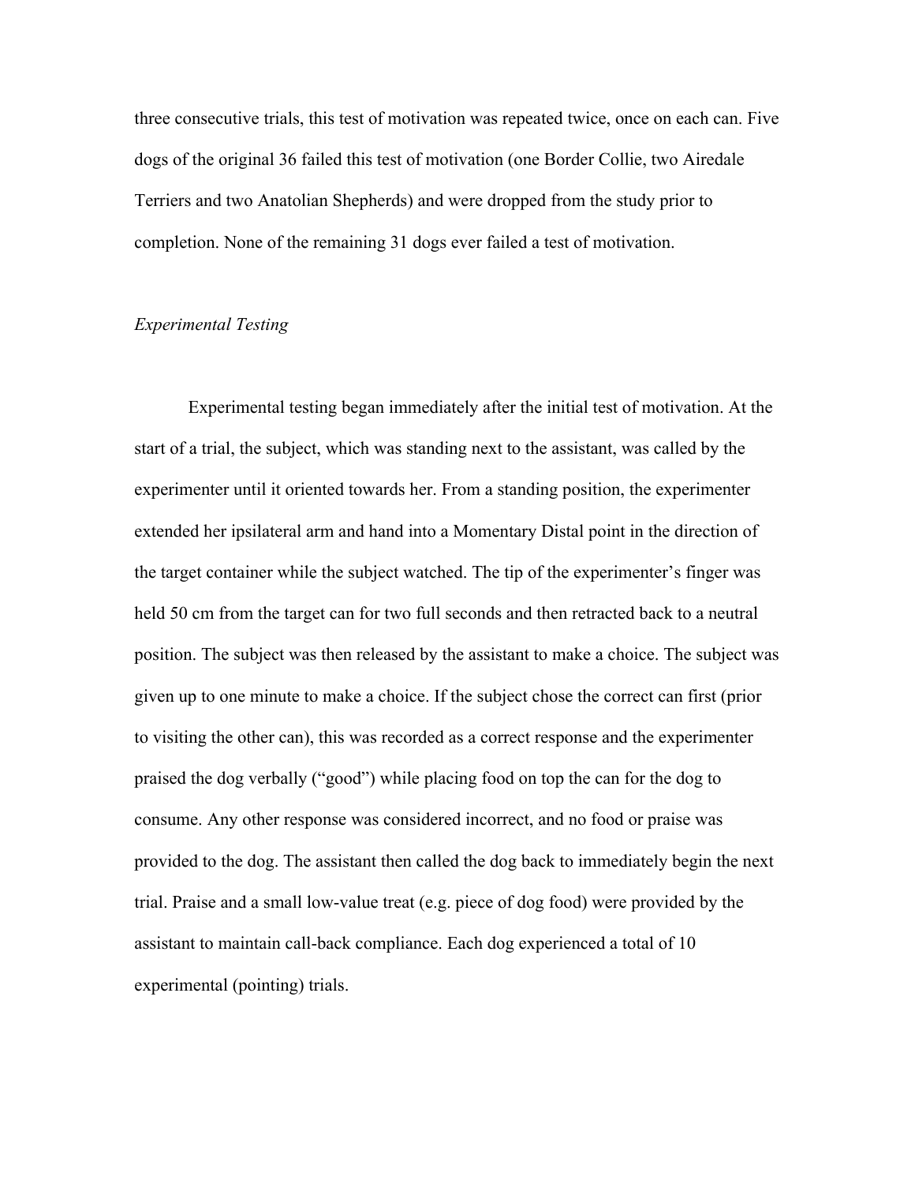three consecutive trials, this test of motivation was repeated twice, once on each can. Five dogs of the original 36 failed this test of motivation (one Border Collie, two Airedale Terriers and two Anatolian Shepherds) and were dropped from the study prior to completion. None of the remaining 31 dogs ever failed a test of motivation.

### *Experimental Testing*

Experimental testing began immediately after the initial test of motivation. At the start of a trial, the subject, which was standing next to the assistant, was called by the experimenter until it oriented towards her. From a standing position, the experimenter extended her ipsilateral arm and hand into a Momentary Distal point in the direction of the target container while the subject watched. The tip of the experimenter's finger was held 50 cm from the target can for two full seconds and then retracted back to a neutral position. The subject was then released by the assistant to make a choice. The subject was given up to one minute to make a choice. If the subject chose the correct can first (prior to visiting the other can), this was recorded as a correct response and the experimenter praised the dog verbally ("good") while placing food on top the can for the dog to consume. Any other response was considered incorrect, and no food or praise was provided to the dog. The assistant then called the dog back to immediately begin the next trial. Praise and a small low-value treat (e.g. piece of dog food) were provided by the assistant to maintain call-back compliance. Each dog experienced a total of 10 experimental (pointing) trials.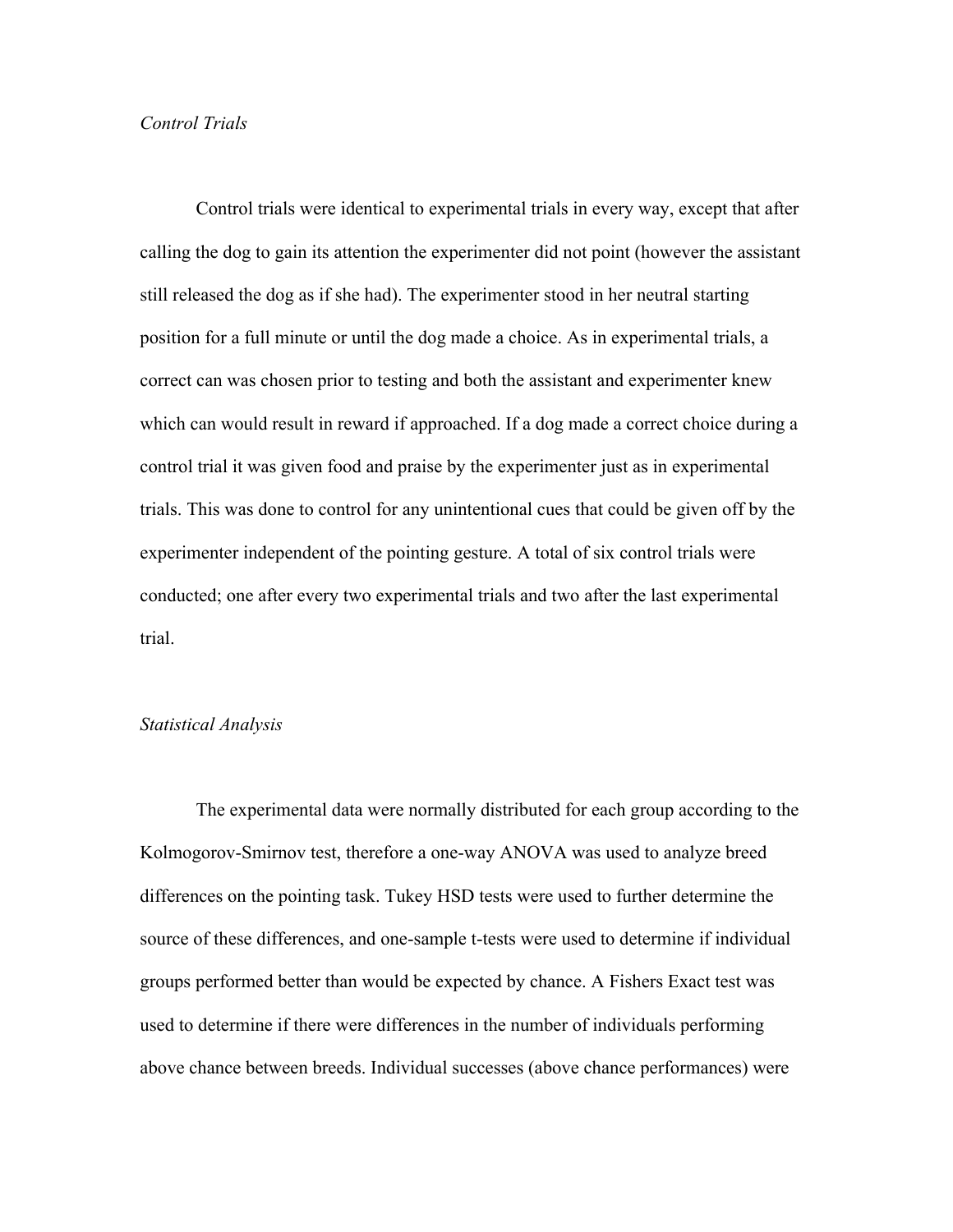*Control Trials*

Control trials were identical to experimental trials in every way, except that after calling the dog to gain its attention the experimenter did not point (however the assistant still released the dog as if she had). The experimenter stood in her neutral starting position for a full minute or until the dog made a choice. As in experimental trials, a correct can was chosen prior to testing and both the assistant and experimenter knew which can would result in reward if approached. If a dog made a correct choice during a control trial it was given food and praise by the experimenter just as in experimental trials. This was done to control for any unintentional cues that could be given off by the experimenter independent of the pointing gesture. A total of six control trials were conducted; one after every two experimental trials and two after the last experimental trial.

*Statistical Analysis*

The experimental data were normally distributed for each group according to the Kolmogorov-Smirnov test, therefore a one-way ANOVA was used to analyze breed differences on the pointing task. Tukey HSD tests were used to further determine the source of these differences, and one-sample t-tests were used to determine if individual groups performed better than would be expected by chance. A Fishers Exact test was used to determine if there were differences in the number of individuals performing above chance between breeds. Individual successes (above chance performances) were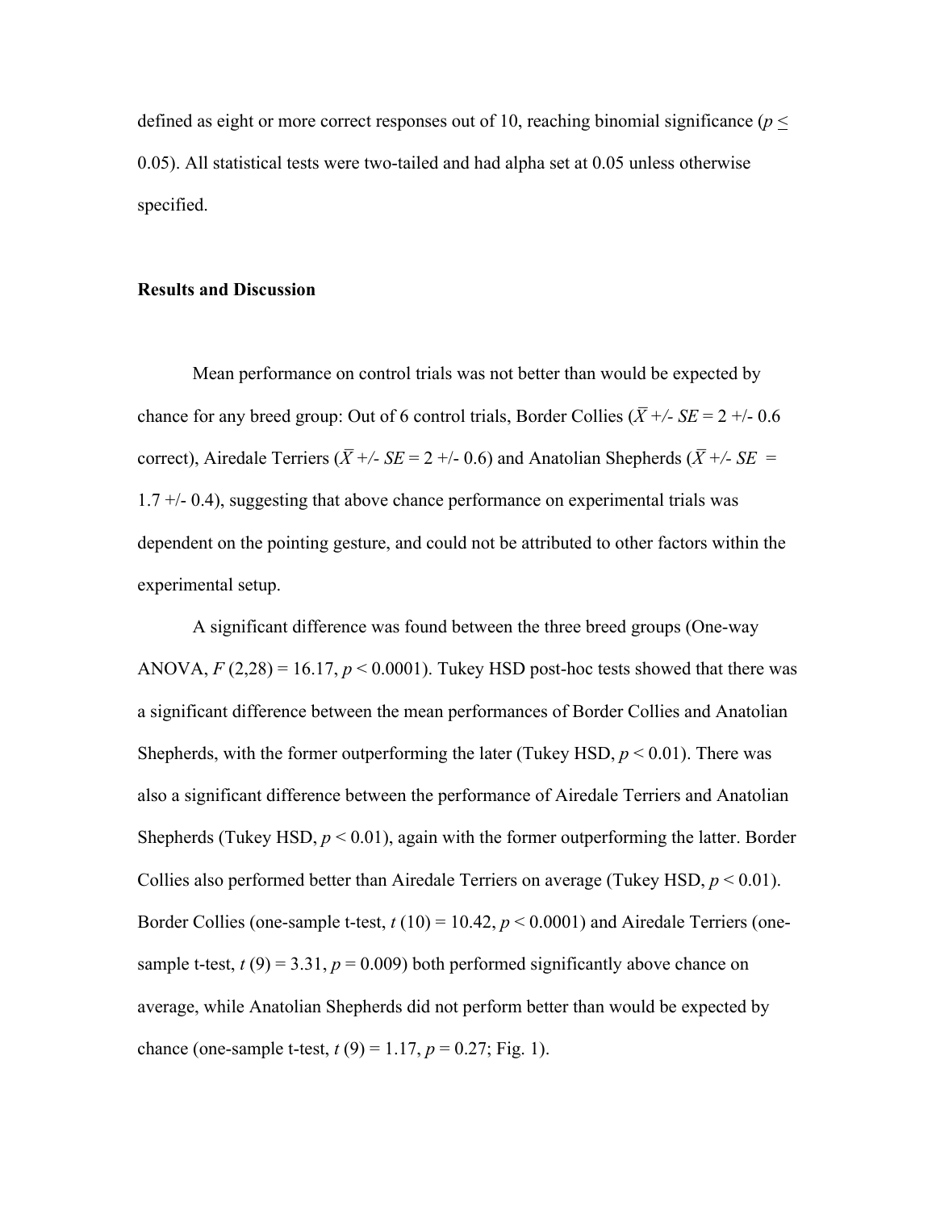defined as eight or more correct responses out of 10, reaching binomial significance ($p \leq 0.05$). All statistical tests were two-tailed and had alpha set at 0.05 unless otherwise specified.

**Results and Discussion**

Mean performance on control trials was not better than would be expected by chance for any breed group: Out of 6 control trials, Border Collies ($\bar{X}$ +/- $SE$ = 2 +/- 0.6 correct), Airedale Terriers ($\bar{X}$ +/- $SE$ = 2 +/- 0.6) and Anatolian Shepherds ($\bar{X}$ +/- $SE$ = 1.7 +/- 0.4), suggesting that above chance performance on experimental trials was dependent on the pointing gesture, and could not be attributed to other factors within the experimental setup.

A significant difference was found between the three breed groups (One-way ANOVA, $F$ (2,28) = 16.17, $p < 0.0001$). Tukey HSD post-hoc tests showed that there was a significant difference between the mean performances of Border Collies and Anatolian Shepherds, with the former outperforming the later (Tukey HSD, $p < 0.01$). There was also a significant difference between the performance of Airedale Terriers and Anatolian Shepherds (Tukey HSD, $p < 0.01$), again with the former outperforming the latter. Border Collies also performed better than Airedale Terriers on average (Tukey HSD, $p < 0.01$). Border Collies (one-sample t-test, $t$ (10) = 10.42, $p < 0.0001$) and Airedale Terriers (one-sample t-test, $t$ (9) = 3.31, $p = 0.009$) both performed significantly above chance on average, while Anatolian Shepherds did not perform better than would be expected by chance (one-sample t-test, $t$ (9) = 1.17, $p = 0.27$; Fig. 1).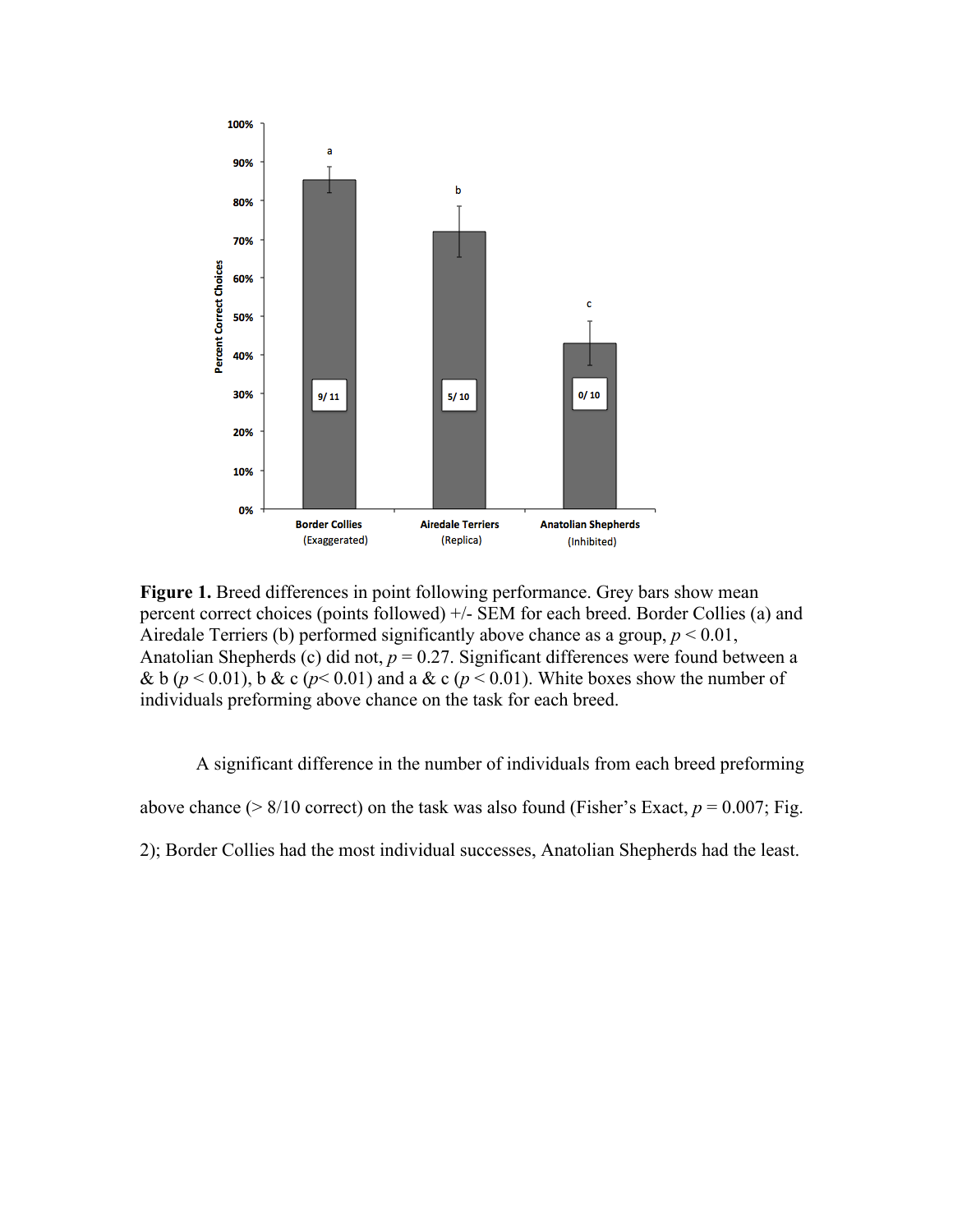100%
90%
80%
70%
60%
50%
40%
30%
20%
10%
0%

Percent Correct Choices

a
b
c

9/ 11
5/ 10
0/ 10

Border Collies (Exaggerated)
Airedale Terriers (Replica)
Anatolian Shepherds (Inhibited)

**Figure 1.** Breed differences in point following performance. Grey bars show mean percent correct choices (points followed) +/- SEM for each breed. Border Collies (a) and Airedale Terriers (b) performed significantly above chance as a group, $p < 0.01$, Anatolian Shepherds (c) did not, $p = 0.27$. Significant differences were found between a & b ($p < 0.01$), b & c ($p < 0.01$) and a & c ($p < 0.01$). White boxes show the number of individuals preforming above chance on the task for each breed.

A significant difference in the number of individuals from each breed preforming above chance (> 8/10 correct) on the task was also found (Fisher's Exact, $p = 0.007$; Fig. 2); Border Collies had the most individual successes, Anatolian Shepherds had the least.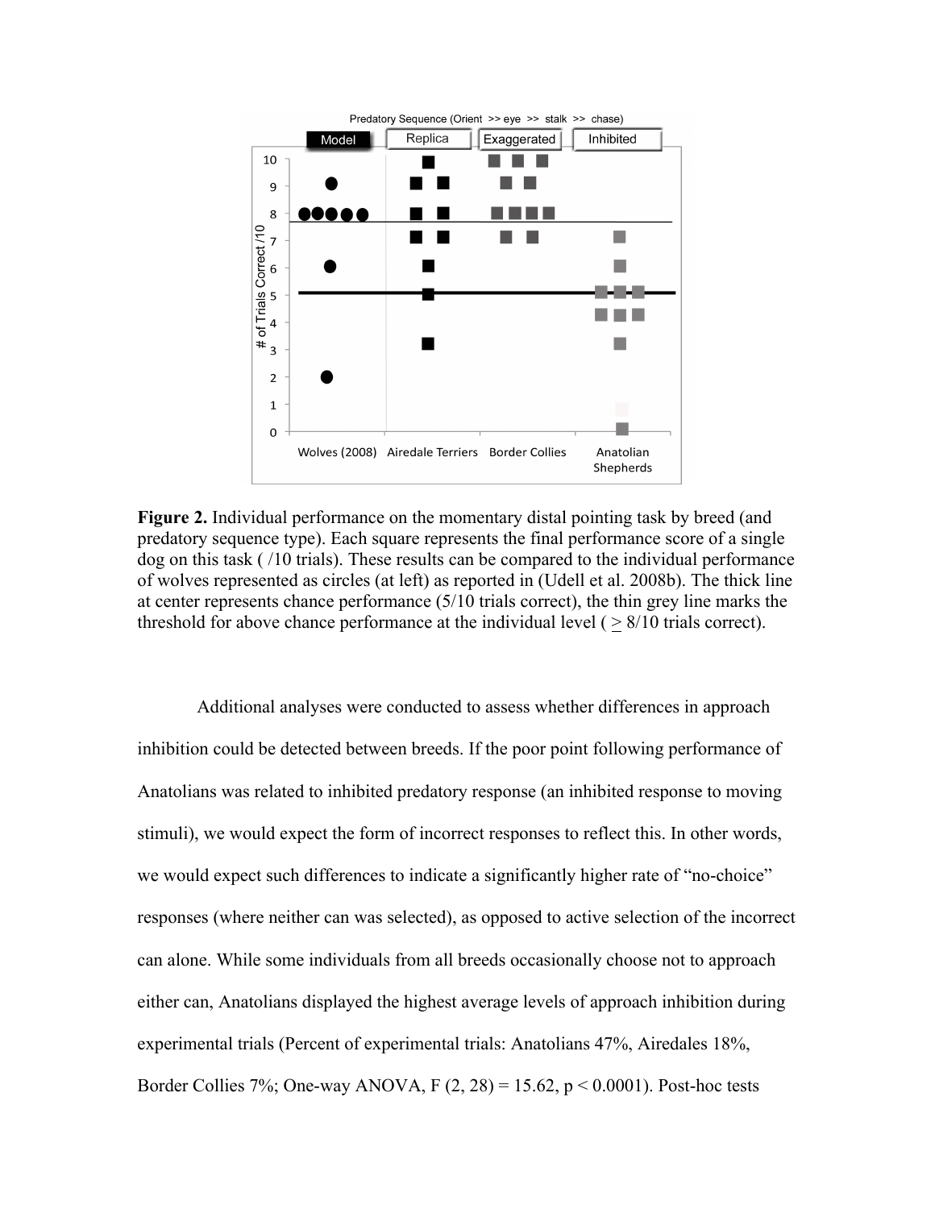Predatory Sequence (Orient >> eye >> stalk >> chase)

Model

Replica

Exaggerated

Inhibited

10
9
8
7
6
5
4
3
2
1
0

# of Trials Correct /10

Wolves (2008)

Airedale Terriers

Border Collies

Anatolian Shepherds

**Figure 2.** Individual performance on the momentary distal pointing task by breed (and predatory sequence type). Each square represents the final performance score of a single dog on this task ( /10 trials). These results can be compared to the individual performance of wolves represented as circles (at left) as reported in (Udell et al. 2008b). The thick line at center represents chance performance (5/10 trials correct), the thin grey line marks the threshold for above chance performance at the individual level ( $\geq$ 8/10 trials correct).

Additional analyses were conducted to assess whether differences in approach inhibition could be detected between breeds. If the poor point following performance of Anatolians was related to inhibited predatory response (an inhibited response to moving stimuli), we would expect the form of incorrect responses to reflect this. In other words, we would expect such differences to indicate a significantly higher rate of "no-choice" responses (where neither can was selected), as opposed to active selection of the incorrect can alone. While some individuals from all breeds occasionally choose not to approach either can, Anatolians displayed the highest average levels of approach inhibition during experimental trials (Percent of experimental trials: Anatolians 47%, Airedales 18%, Border Collies 7%; One-way ANOVA, $F(2, 28) = 15.62$, $p < 0.0001$). Post-hoc tests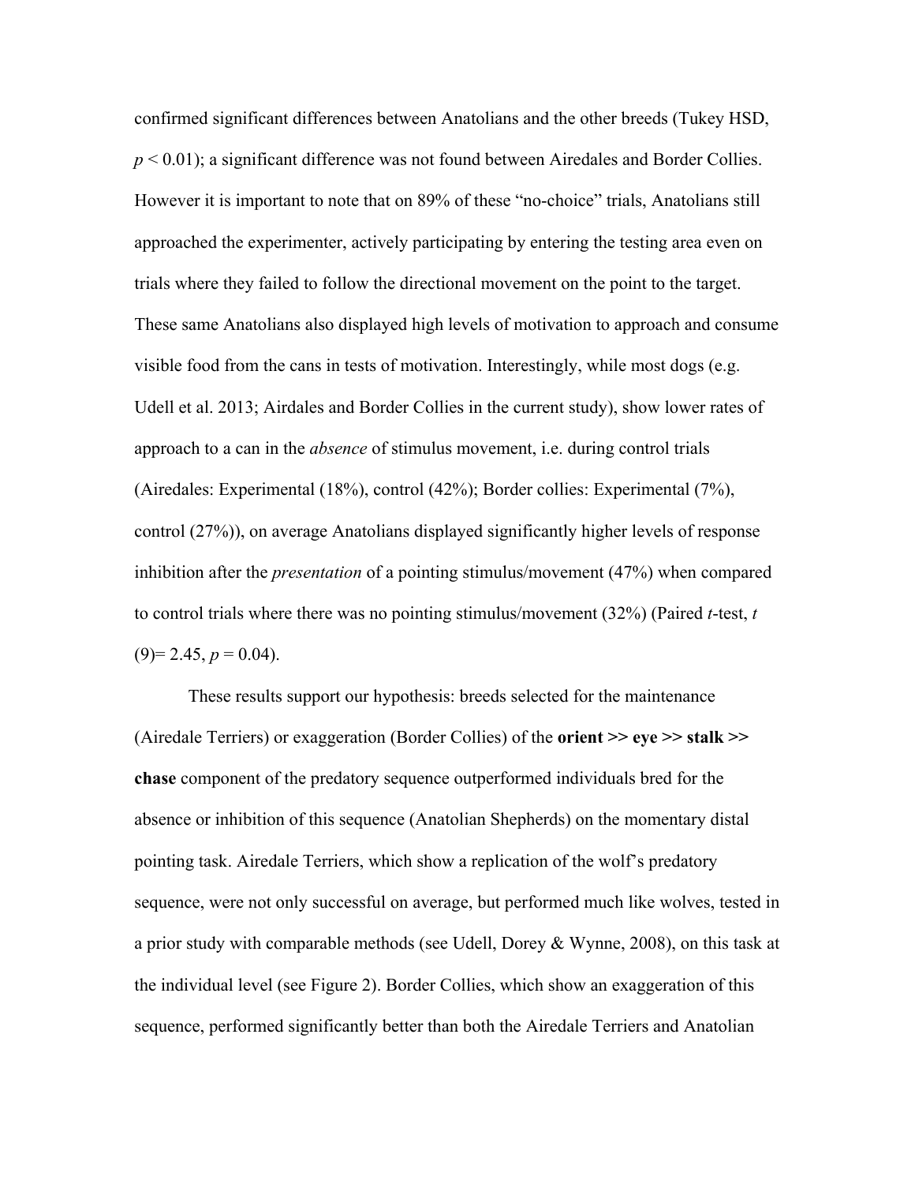confirmed significant differences between Anatolians and the other breeds (Tukey HSD, $p < 0.01$); a significant difference was not found between Airedales and Border Collies. However it is important to note that on 89% of these "no-choice" trials, Anatolians still approached the experimenter, actively participating by entering the testing area even on trials where they failed to follow the directional movement on the point to the target. These same Anatolians also displayed high levels of motivation to approach and consume visible food from the cans in tests of motivation. Interestingly, while most dogs (e.g. Udell et al. 2013; Airdales and Border Collies in the current study), show lower rates of approach to a can in the *absence* of stimulus movement, i.e. during control trials (Airedales: Experimental (18%), control (42%); Border collies: Experimental (7%), control (27%)), on average Anatolians displayed significantly higher levels of response inhibition after the *presentation* of a pointing stimulus/movement (47%) when compared to control trials where there was no pointing stimulus/movement (32%) (Paired *t*-test, $t(9) = 2.45$, $p = 0.04$).

These results support our hypothesis: breeds selected for the maintenance (Airedale Terriers) or exaggeration (Border Collies) of the **orient >> eye >> stalk >> chase** component of the predatory sequence outperformed individuals bred for the absence or inhibition of this sequence (Anatolian Shepherds) on the momentary distal pointing task. Airedale Terriers, which show a replication of the wolf's predatory sequence, were not only successful on average, but performed much like wolves, tested in a prior study with comparable methods (see Udell, Dorey & Wynne, 2008), on this task at the individual level (see Figure 2). Border Collies, which show an exaggeration of this sequence, performed significantly better than both the Airedale Terriers and Anatolian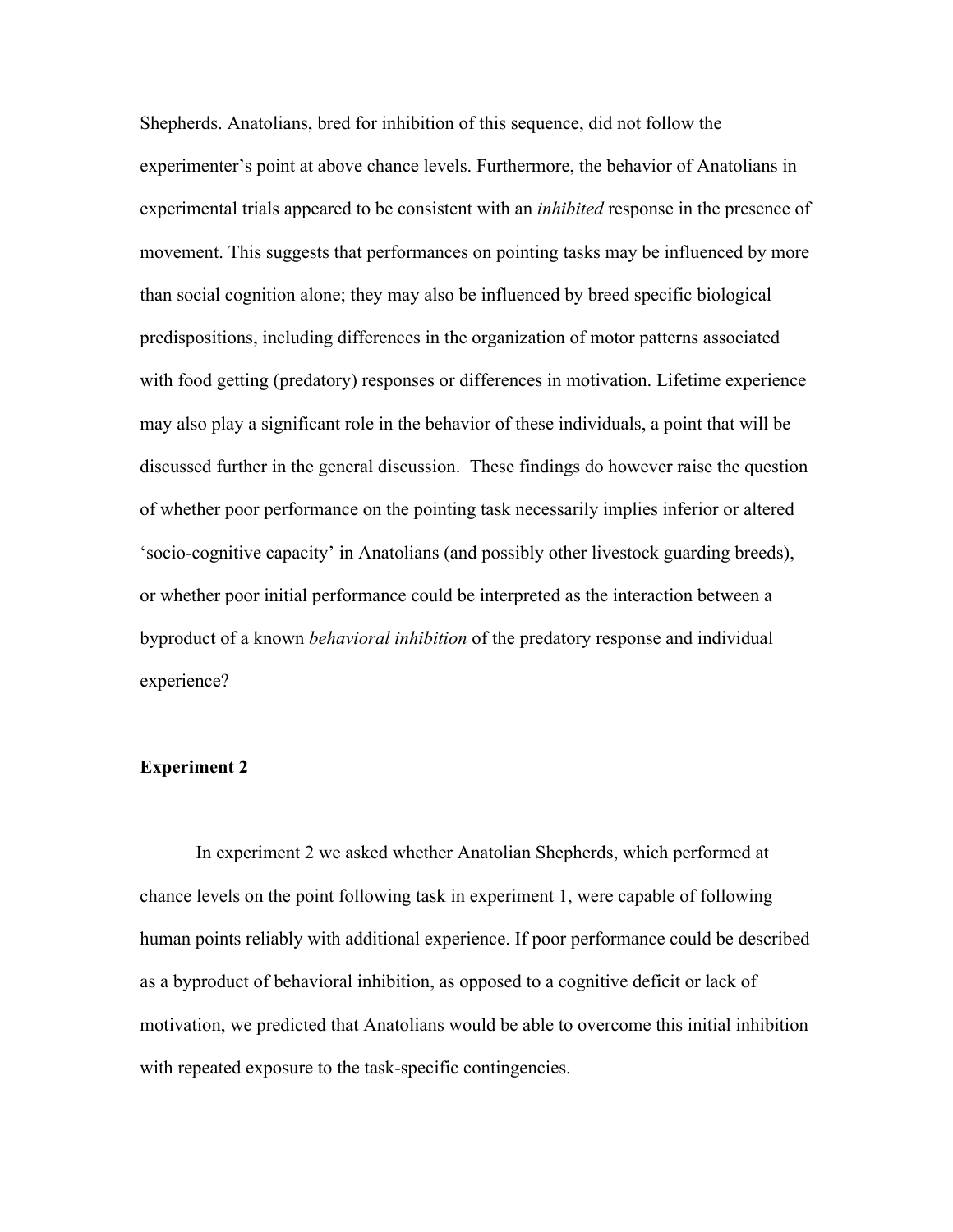Shepherds. Anatolians, bred for inhibition of this sequence, did not follow the experimenter's point at above chance levels. Furthermore, the behavior of Anatolians in experimental trials appeared to be consistent with an *inhibited* response in the presence of movement. This suggests that performances on pointing tasks may be influenced by more than social cognition alone; they may also be influenced by breed specific biological predispositions, including differences in the organization of motor patterns associated with food getting (predatory) responses or differences in motivation. Lifetime experience may also play a significant role in the behavior of these individuals, a point that will be discussed further in the general discussion. These findings do however raise the question of whether poor performance on the pointing task necessarily implies inferior or altered 'socio-cognitive capacity' in Anatolians (and possibly other livestock guarding breeds), or whether poor initial performance could be interpreted as the interaction between a byproduct of a known *behavioral inhibition* of the predatory response and individual experience?

**Experiment 2**

In experiment 2 we asked whether Anatolian Shepherds, which performed at chance levels on the point following task in experiment 1, were capable of following human points reliably with additional experience. If poor performance could be described as a byproduct of behavioral inhibition, as opposed to a cognitive deficit or lack of motivation, we predicted that Anatolians would be able to overcome this initial inhibition with repeated exposure to the task-specific contingencies.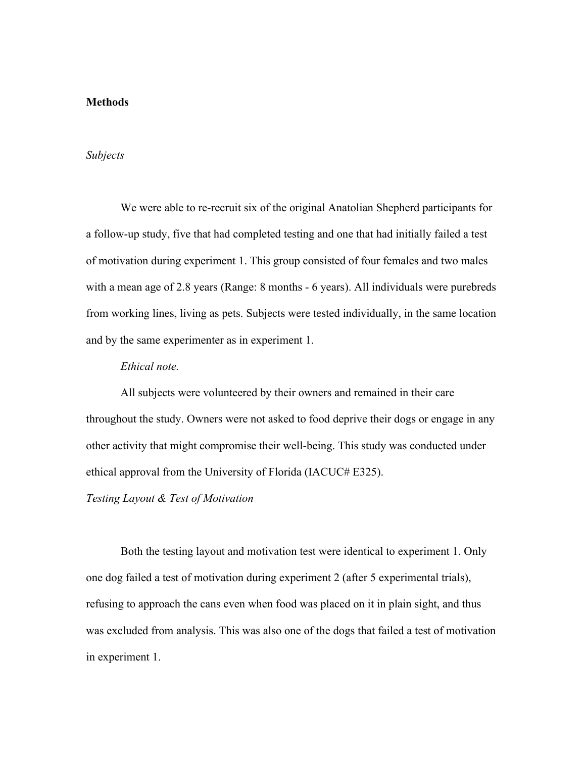## Methods

### *Subjects*

We were able to re-recruit six of the original Anatolian Shepherd participants for a follow-up study, five that had completed testing and one that had initially failed a test of motivation during experiment 1. This group consisted of four females and two males with a mean age of 2.8 years (Range: 8 months - 6 years). All individuals were purebreds from working lines, living as pets. Subjects were tested individually, in the same location and by the same experimenter as in experiment 1.

#### *Ethical note.*

All subjects were volunteered by their owners and remained in their care throughout the study. Owners were not asked to food deprive their dogs or engage in any other activity that might compromise their well-being. This study was conducted under ethical approval from the University of Florida (IACUC# E325).

### *Testing Layout & Test of Motivation*

Both the testing layout and motivation test were identical to experiment 1. Only one dog failed a test of motivation during experiment 2 (after 5 experimental trials), refusing to approach the cans even when food was placed on it in plain sight, and thus was excluded from analysis. This was also one of the dogs that failed a test of motivation in experiment 1.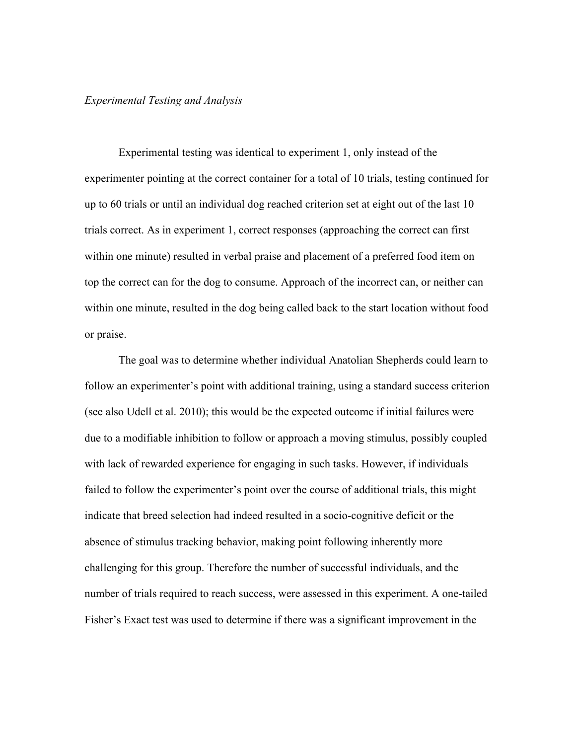*Experimental Testing and Analysis*

Experimental testing was identical to experiment 1, only instead of the experimenter pointing at the correct container for a total of 10 trials, testing continued for up to 60 trials or until an individual dog reached criterion set at eight out of the last 10 trials correct. As in experiment 1, correct responses (approaching the correct can first within one minute) resulted in verbal praise and placement of a preferred food item on top the correct can for the dog to consume. Approach of the incorrect can, or neither can within one minute, resulted in the dog being called back to the start location without food or praise.

The goal was to determine whether individual Anatolian Shepherds could learn to follow an experimenter's point with additional training, using a standard success criterion (see also Udell et al. 2010); this would be the expected outcome if initial failures were due to a modifiable inhibition to follow or approach a moving stimulus, possibly coupled with lack of rewarded experience for engaging in such tasks. However, if individuals failed to follow the experimenter's point over the course of additional trials, this might indicate that breed selection had indeed resulted in a socio-cognitive deficit or the absence of stimulus tracking behavior, making point following inherently more challenging for this group. Therefore the number of successful individuals, and the number of trials required to reach success, were assessed in this experiment. A one-tailed Fisher's Exact test was used to determine if there was a significant improvement in the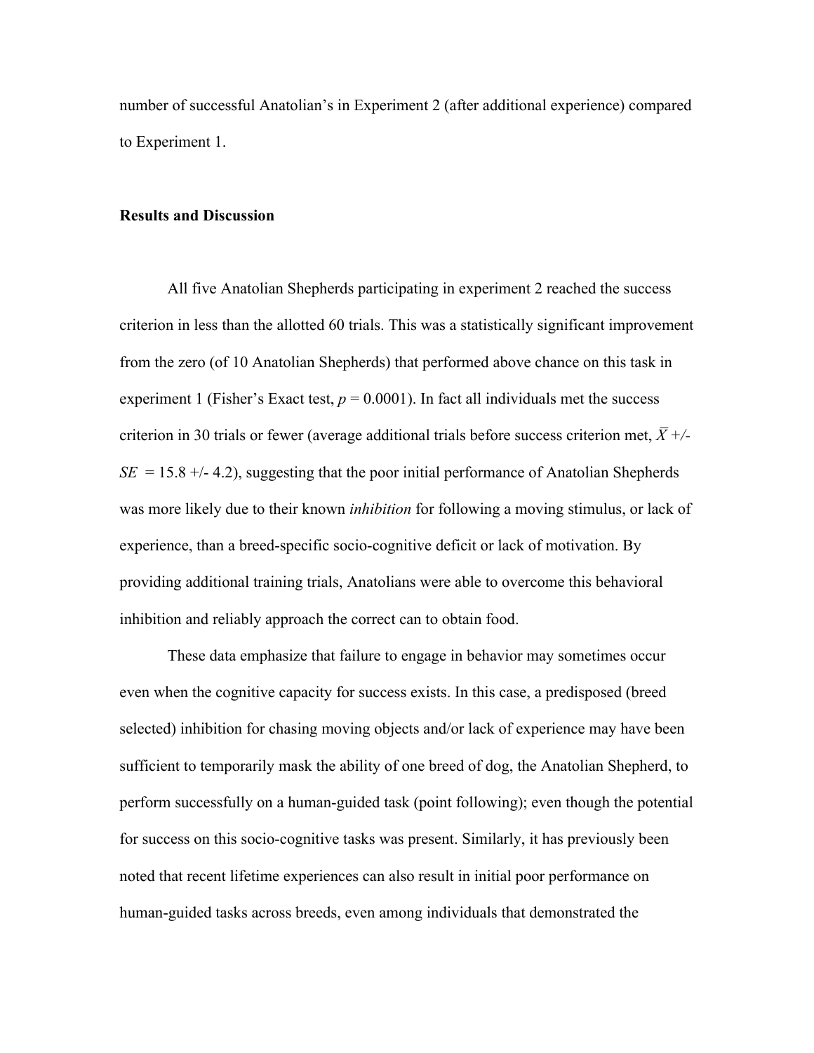number of successful Anatolian's in Experiment 2 (after additional experience) compared to Experiment 1.

**Results and Discussion**

All five Anatolian Shepherds participating in experiment 2 reached the success criterion in less than the allotted 60 trials. This was a statistically significant improvement from the zero (of 10 Anatolian Shepherds) that performed above chance on this task in experiment 1 (Fisher's Exact test, $p = 0.0001$). In fact all individuals met the success criterion in 30 trials or fewer (average additional trials before success criterion met, $\bar{X}$ +/- $SE$ = 15.8 +/- 4.2), suggesting that the poor initial performance of Anatolian Shepherds was more likely due to their known *inhibition* for following a moving stimulus, or lack of experience, than a breed-specific socio-cognitive deficit or lack of motivation. By providing additional training trials, Anatolians were able to overcome this behavioral inhibition and reliably approach the correct can to obtain food.

These data emphasize that failure to engage in behavior may sometimes occur even when the cognitive capacity for success exists. In this case, a predisposed (breed selected) inhibition for chasing moving objects and/or lack of experience may have been sufficient to temporarily mask the ability of one breed of dog, the Anatolian Shepherd, to perform successfully on a human-guided task (point following); even though the potential for success on this socio-cognitive tasks was present. Similarly, it has previously been noted that recent lifetime experiences can also result in initial poor performance on human-guided tasks across breeds, even among individuals that demonstrated the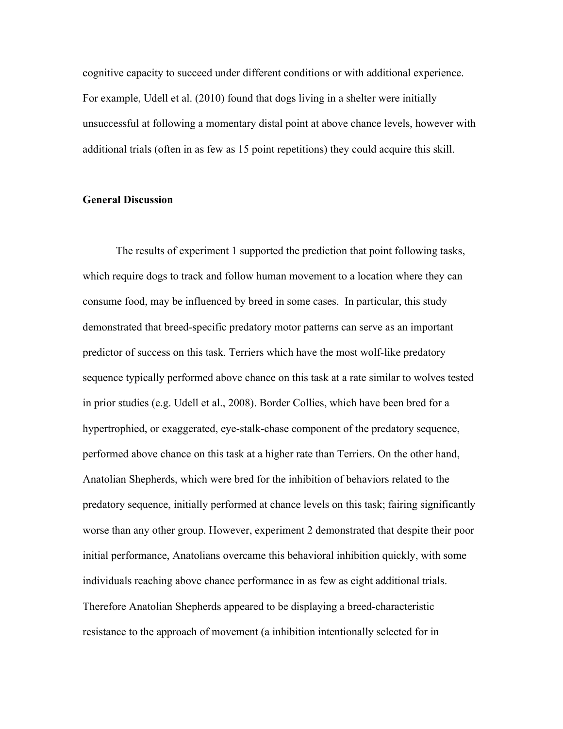cognitive capacity to succeed under different conditions or with additional experience. For example, Udell et al. (2010) found that dogs living in a shelter were initially unsuccessful at following a momentary distal point at above chance levels, however with additional trials (often in as few as 15 point repetitions) they could acquire this skill.

**General Discussion**

The results of experiment 1 supported the prediction that point following tasks, which require dogs to track and follow human movement to a location where they can consume food, may be influenced by breed in some cases. In particular, this study demonstrated that breed-specific predatory motor patterns can serve as an important predictor of success on this task. Terriers which have the most wolf-like predatory sequence typically performed above chance on this task at a rate similar to wolves tested in prior studies (e.g. Udell et al., 2008). Border Collies, which have been bred for a hypertrophied, or exaggerated, eye-stalk-chase component of the predatory sequence, performed above chance on this task at a higher rate than Terriers. On the other hand, Anatolian Shepherds, which were bred for the inhibition of behaviors related to the predatory sequence, initially performed at chance levels on this task; fairing significantly worse than any other group. However, experiment 2 demonstrated that despite their poor initial performance, Anatolians overcame this behavioral inhibition quickly, with some individuals reaching above chance performance in as few as eight additional trials. Therefore Anatolian Shepherds appeared to be displaying a breed-characteristic resistance to the approach of movement (a inhibition intentionally selected for in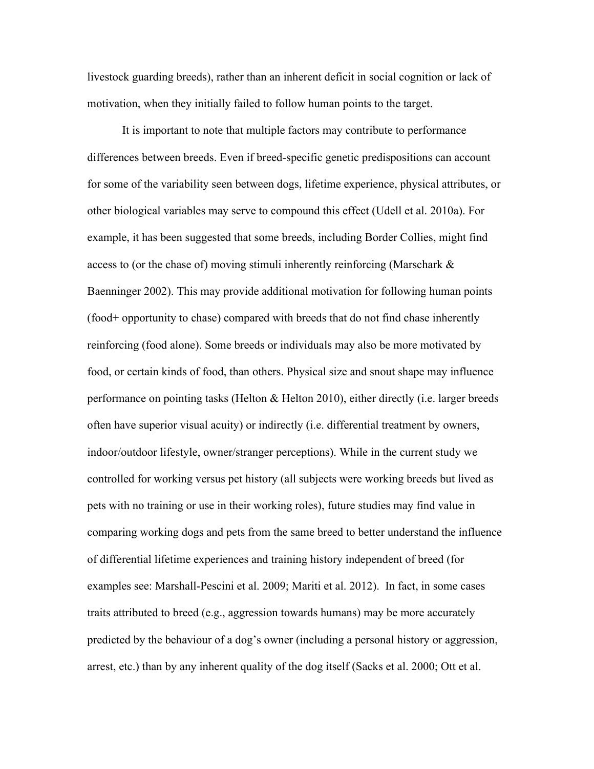livestock guarding breeds), rather than an inherent deficit in social cognition or lack of motivation, when they initially failed to follow human points to the target.

It is important to note that multiple factors may contribute to performance differences between breeds. Even if breed-specific genetic predispositions can account for some of the variability seen between dogs, lifetime experience, physical attributes, or other biological variables may serve to compound this effect (Udell et al. 2010a). For example, it has been suggested that some breeds, including Border Collies, might find access to (or the chase of) moving stimuli inherently reinforcing (Marschark & Baenninger 2002). This may provide additional motivation for following human points (food+ opportunity to chase) compared with breeds that do not find chase inherently reinforcing (food alone). Some breeds or individuals may also be more motivated by food, or certain kinds of food, than others. Physical size and snout shape may influence performance on pointing tasks (Helton & Helton 2010), either directly (i.e. larger breeds often have superior visual acuity) or indirectly (i.e. differential treatment by owners, indoor/outdoor lifestyle, owner/stranger perceptions). While in the current study we controlled for working versus pet history (all subjects were working breeds but lived as pets with no training or use in their working roles), future studies may find value in comparing working dogs and pets from the same breed to better understand the influence of differential lifetime experiences and training history independent of breed (for examples see: Marshall-Pescini et al. 2009; Mariti et al. 2012). In fact, in some cases traits attributed to breed (e.g., aggression towards humans) may be more accurately predicted by the behaviour of a dog's owner (including a personal history or aggression, arrest, etc.) than by any inherent quality of the dog itself (Sacks et al. 2000; Ott et al.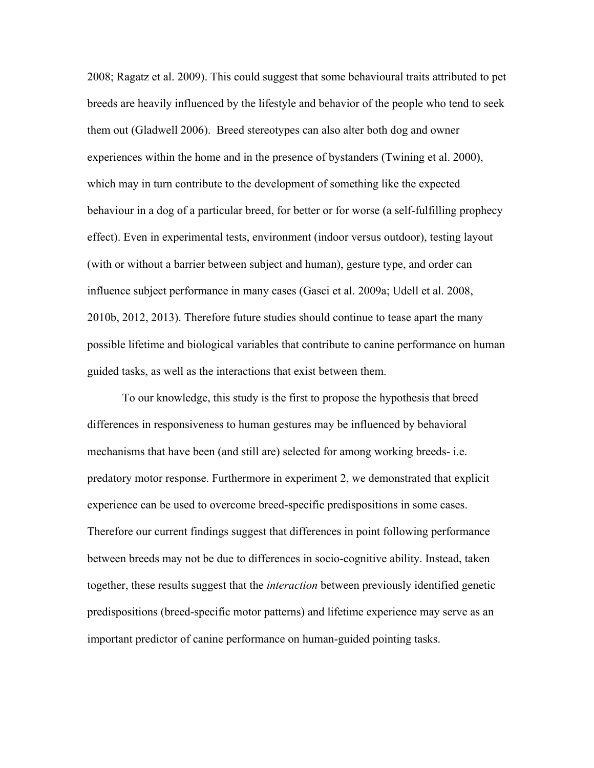2008; Ragatz et al. 2009). This could suggest that some behavioural traits attributed to pet breeds are heavily influenced by the lifestyle and behavior of the people who tend to seek them out (Gladwell 2006). Breed stereotypes can also alter both dog and owner experiences within the home and in the presence of bystanders (Twining et al. 2000), which may in turn contribute to the development of something like the expected behaviour in a dog of a particular breed, for better or for worse (a self-fulfilling prophecy effect). Even in experimental tests, environment (indoor versus outdoor), testing layout (with or without a barrier between subject and human), gesture type, and order can influence subject performance in many cases (Gasci et al. 2009a; Udell et al. 2008, 2010b, 2012, 2013). Therefore future studies should continue to tease apart the many possible lifetime and biological variables that contribute to canine performance on human guided tasks, as well as the interactions that exist between them.

To our knowledge, this study is the first to propose the hypothesis that breed differences in responsiveness to human gestures may be influenced by behavioral mechanisms that have been (and still are) selected for among working breeds- i.e. predatory motor response. Furthermore in experiment 2, we demonstrated that explicit experience can be used to overcome breed-specific predispositions in some cases. Therefore our current findings suggest that differences in point following performance between breeds may not be due to differences in socio-cognitive ability. Instead, taken together, these results suggest that the *interaction* between previously identified genetic predispositions (breed-specific motor patterns) and lifetime experience may serve as an important predictor of canine performance on human-guided pointing tasks.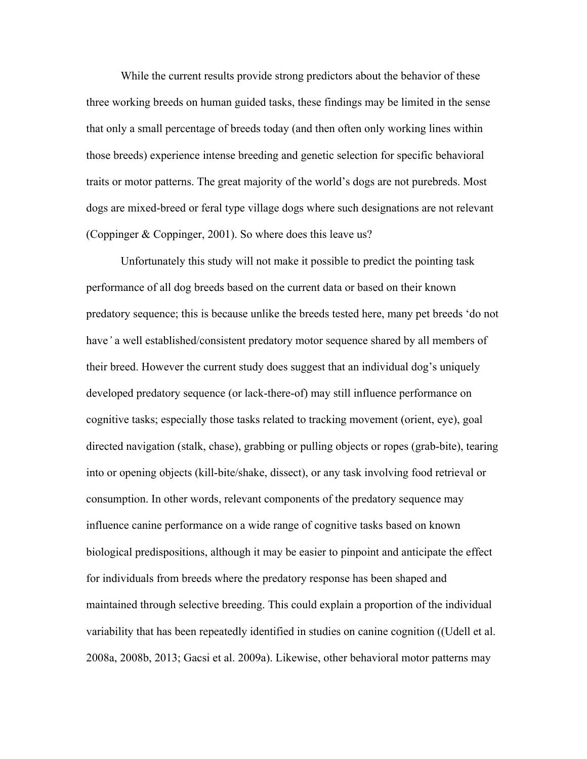While the current results provide strong predictors about the behavior of these three working breeds on human guided tasks, these findings may be limited in the sense that only a small percentage of breeds today (and then often only working lines within those breeds) experience intense breeding and genetic selection for specific behavioral traits or motor patterns. The great majority of the world's dogs are not purebreds. Most dogs are mixed-breed or feral type village dogs where such designations are not relevant (Coppinger & Coppinger, 2001). So where does this leave us?

Unfortunately this study will not make it possible to predict the pointing task performance of all dog breeds based on the current data or based on their known predatory sequence; this is because unlike the breeds tested here, many pet breeds 'do not have' a well established/consistent predatory motor sequence shared by all members of their breed. However the current study does suggest that an individual dog's uniquely developed predatory sequence (or lack-there-of) may still influence performance on cognitive tasks; especially those tasks related to tracking movement (orient, eye), goal directed navigation (stalk, chase), grabbing or pulling objects or ropes (grab-bite), tearing into or opening objects (kill-bite/shake, dissect), or any task involving food retrieval or consumption. In other words, relevant components of the predatory sequence may influence canine performance on a wide range of cognitive tasks based on known biological predispositions, although it may be easier to pinpoint and anticipate the effect for individuals from breeds where the predatory response has been shaped and maintained through selective breeding. This could explain a proportion of the individual variability that has been repeatedly identified in studies on canine cognition ((Udell et al. 2008a, 2008b, 2013; Gacsi et al. 2009a). Likewise, other behavioral motor patterns may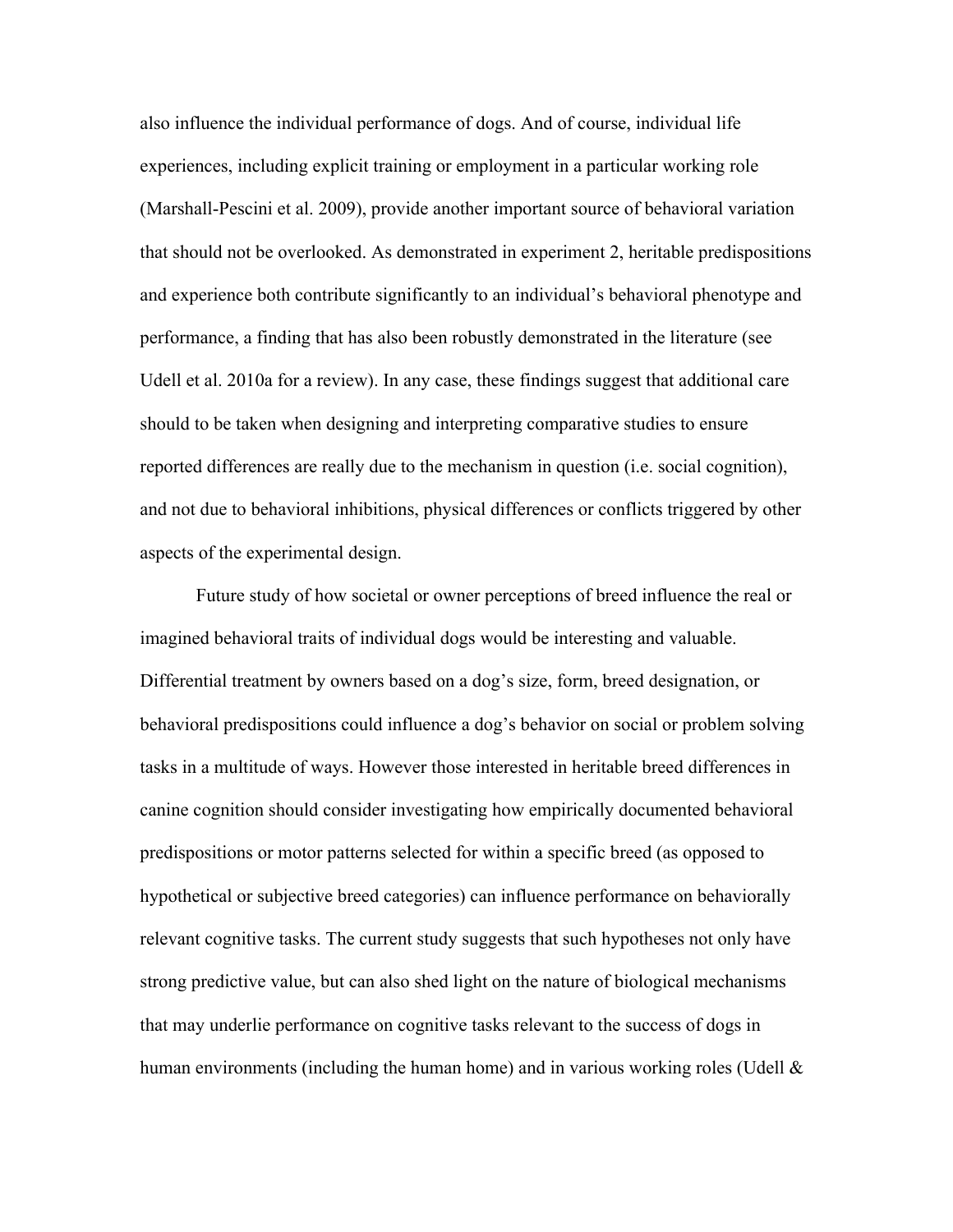also influence the individual performance of dogs. And of course, individual life experiences, including explicit training or employment in a particular working role (Marshall-Pescini et al. 2009), provide another important source of behavioral variation that should not be overlooked. As demonstrated in experiment 2, heritable predispositions and experience both contribute significantly to an individual's behavioral phenotype and performance, a finding that has also been robustly demonstrated in the literature (see Udell et al. 2010a for a review). In any case, these findings suggest that additional care should to be taken when designing and interpreting comparative studies to ensure reported differences are really due to the mechanism in question (i.e. social cognition), and not due to behavioral inhibitions, physical differences or conflicts triggered by other aspects of the experimental design.

Future study of how societal or owner perceptions of breed influence the real or imagined behavioral traits of individual dogs would be interesting and valuable. Differential treatment by owners based on a dog's size, form, breed designation, or behavioral predispositions could influence a dog's behavior on social or problem solving tasks in a multitude of ways. However those interested in heritable breed differences in canine cognition should consider investigating how empirically documented behavioral predispositions or motor patterns selected for within a specific breed (as opposed to hypothetical or subjective breed categories) can influence performance on behaviorally relevant cognitive tasks. The current study suggests that such hypotheses not only have strong predictive value, but can also shed light on the nature of biological mechanisms that may underlie performance on cognitive tasks relevant to the success of dogs in human environments (including the human home) and in various working roles (Udell &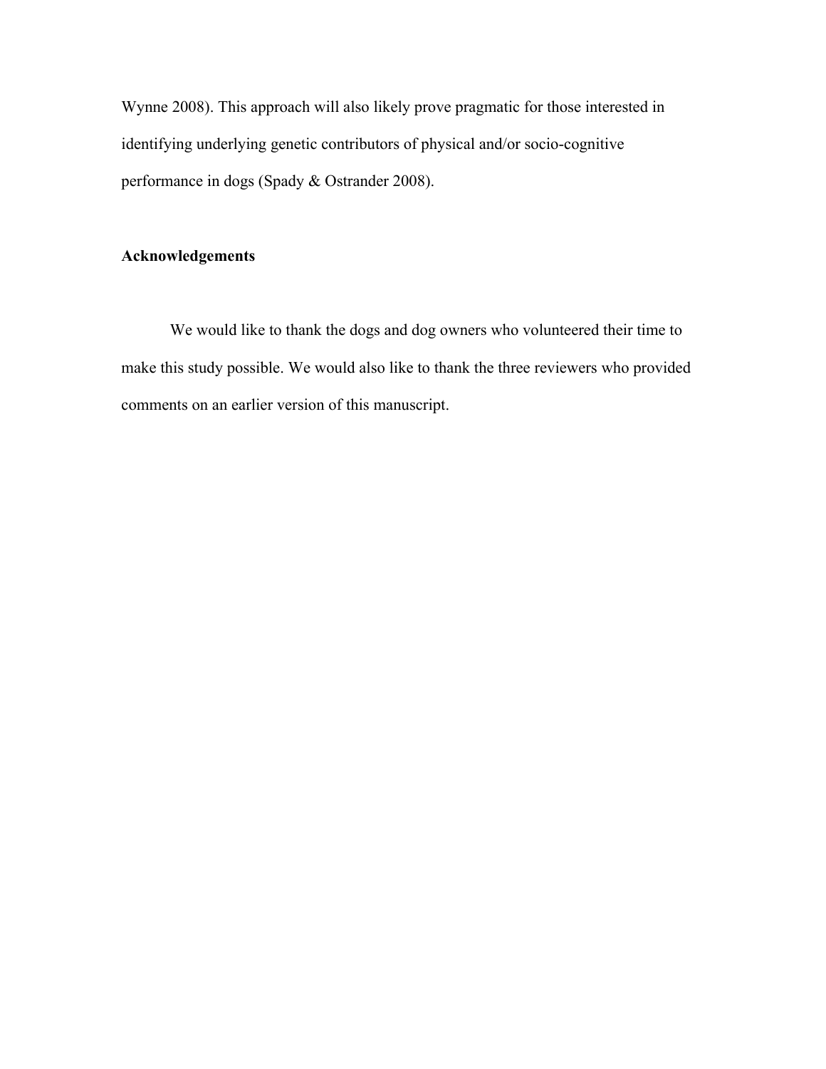Wynne 2008). This approach will also likely prove pragmatic for those interested in identifying underlying genetic contributors of physical and/or socio-cognitive performance in dogs (Spady & Ostrander 2008).

## Acknowledgements

We would like to thank the dogs and dog owners who volunteered their time to make this study possible. We would also like to thank the three reviewers who provided comments on an earlier version of this manuscript.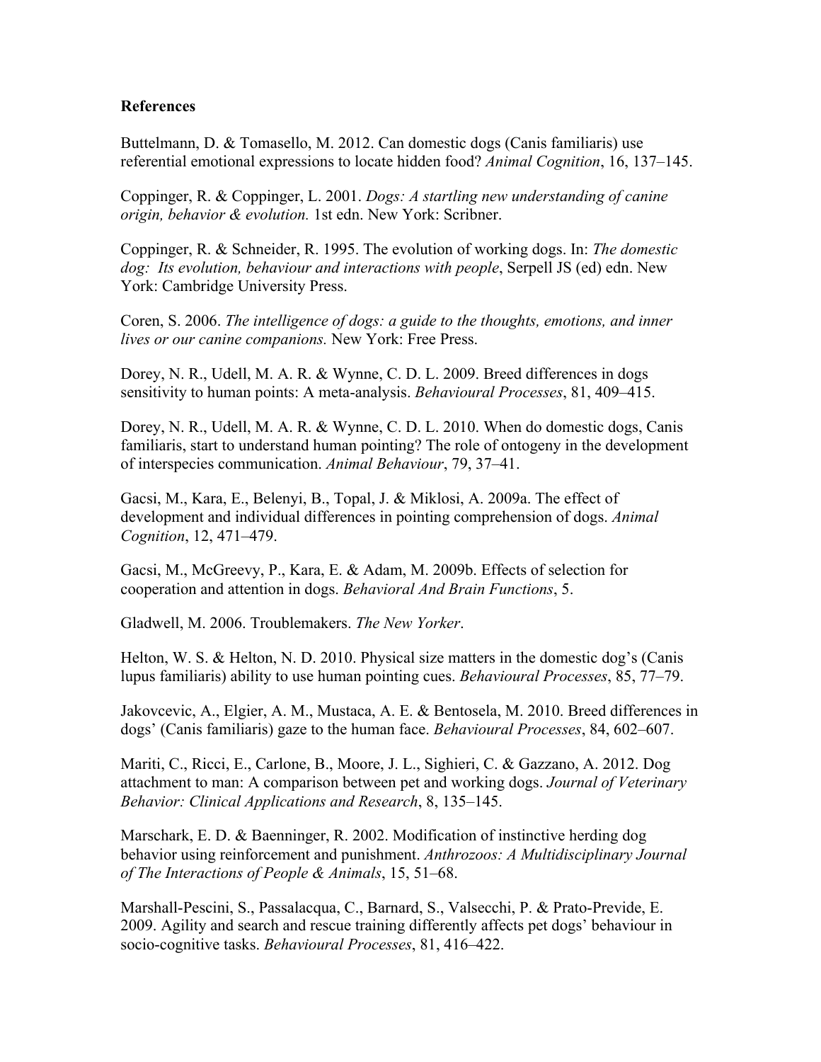**References**

Buttelmann, D. & Tomasello, M. 2012. Can domestic dogs (Canis familiaris) use referential emotional expressions to locate hidden food? *Animal Cognition*, 16, 137–145.

Coppinger, R. & Coppinger, L. 2001. *Dogs: A startling new understanding of canine origin, behavior & evolution.* 1st edn. New York: Scribner.

Coppinger, R. & Schneider, R. 1995. The evolution of working dogs. In: *The domestic dog: Its evolution, behaviour and interactions with people*, Serpell JS (ed) edn. New York: Cambridge University Press.

Coren, S. 2006. *The intelligence of dogs: a guide to the thoughts, emotions, and inner lives or our canine companions.* New York: Free Press.

Dorey, N. R., Udell, M. A. R. & Wynne, C. D. L. 2009. Breed differences in dogs sensitivity to human points: A meta-analysis. *Behavioural Processes*, 81, 409–415.

Dorey, N. R., Udell, M. A. R. & Wynne, C. D. L. 2010. When do domestic dogs, Canis familiaris, start to understand human pointing? The role of ontogeny in the development of interspecies communication. *Animal Behaviour*, 79, 37–41.

Gacsi, M., Kara, E., Belenyi, B., Topal, J. & Miklosi, A. 2009a. The effect of development and individual differences in pointing comprehension of dogs. *Animal Cognition*, 12, 471–479.

Gacsi, M., McGreevy, P., Kara, E. & Adam, M. 2009b. Effects of selection for cooperation and attention in dogs. *Behavioral And Brain Functions*, 5.

Gladwell, M. 2006. Troublemakers. *The New Yorker*.

Helton, W. S. & Helton, N. D. 2010. Physical size matters in the domestic dog's (Canis lupus familiaris) ability to use human pointing cues. *Behavioural Processes*, 85, 77–79.

Jakovcevic, A., Elgier, A. M., Mustaca, A. E. & Bentosela, M. 2010. Breed differences in dogs' (Canis familiaris) gaze to the human face. *Behavioural Processes*, 84, 602–607.

Mariti, C., Ricci, E., Carlone, B., Moore, J. L., Sighieri, C. & Gazzano, A. 2012. Dog attachment to man: A comparison between pet and working dogs. *Journal of Veterinary Behavior: Clinical Applications and Research*, 8, 135–145.

Marschark, E. D. & Baenninger, R. 2002. Modification of instinctive herding dog behavior using reinforcement and punishment. *Anthrozoos: A Multidisciplinary Journal of The Interactions of People & Animals*, 15, 51–68.

Marshall-Pescini, S., Passalacqua, C., Barnard, S., Valsecchi, P. & Prato-Previde, E. 2009. Agility and search and rescue training differently affects pet dogs' behaviour in socio-cognitive tasks. *Behavioural Processes*, 81, 416–422.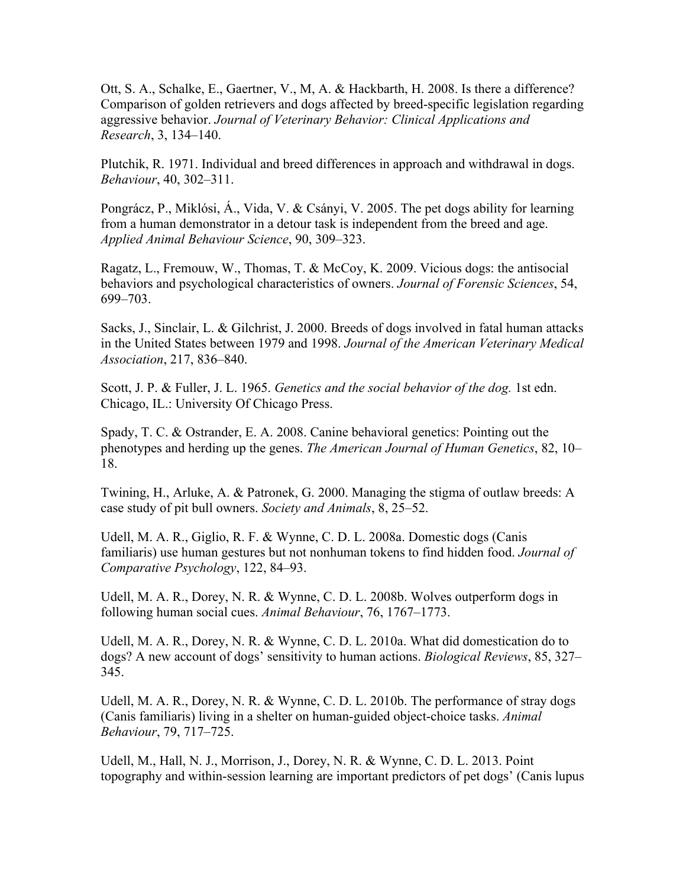Ott, S. A., Schalke, E., Gaertner, V., M, A. & Hackbarth, H. 2008. Is there a difference? Comparison of golden retrievers and dogs affected by breed-specific legislation regarding aggressive behavior. *Journal of Veterinary Behavior: Clinical Applications and Research*, 3, 134–140.

Plutchik, R. 1971. Individual and breed differences in approach and withdrawal in dogs. *Behaviour*, 40, 302–311.

Pongrácz, P., Miklósi, Á., Vida, V. & Csányi, V. 2005. The pet dogs ability for learning from a human demonstrator in a detour task is independent from the breed and age. *Applied Animal Behaviour Science*, 90, 309–323.

Ragatz, L., Fremouw, W., Thomas, T. & McCoy, K. 2009. Vicious dogs: the antisocial behaviors and psychological characteristics of owners. *Journal of Forensic Sciences*, 54, 699–703.

Sacks, J., Sinclair, L. & Gilchrist, J. 2000. Breeds of dogs involved in fatal human attacks in the United States between 1979 and 1998. *Journal of the American Veterinary Medical Association*, 217, 836–840.

Scott, J. P. & Fuller, J. L. 1965. *Genetics and the social behavior of the dog.* 1st edn. Chicago, IL.: University Of Chicago Press.

Spady, T. C. & Ostrander, E. A. 2008. Canine behavioral genetics: Pointing out the phenotypes and herding up the genes. *The American Journal of Human Genetics*, 82, 10–18.

Twining, H., Arluke, A. & Patronek, G. 2000. Managing the stigma of outlaw breeds: A case study of pit bull owners. *Society and Animals*, 8, 25–52.

Udell, M. A. R., Giglio, R. F. & Wynne, C. D. L. 2008a. Domestic dogs (Canis familiaris) use human gestures but not nonhuman tokens to find hidden food. *Journal of Comparative Psychology*, 122, 84–93.

Udell, M. A. R., Dorey, N. R. & Wynne, C. D. L. 2008b. Wolves outperform dogs in following human social cues. *Animal Behaviour*, 76, 1767–1773.

Udell, M. A. R., Dorey, N. R. & Wynne, C. D. L. 2010a. What did domestication do to dogs? A new account of dogs' sensitivity to human actions. *Biological Reviews*, 85, 327–345.

Udell, M. A. R., Dorey, N. R. & Wynne, C. D. L. 2010b. The performance of stray dogs (Canis familiaris) living in a shelter on human-guided object-choice tasks. *Animal Behaviour*, 79, 717–725.

Udell, M., Hall, N. J., Morrison, J., Dorey, N. R. & Wynne, C. D. L. 2013. Point topography and within-session learning are important predictors of pet dogs' (Canis lupus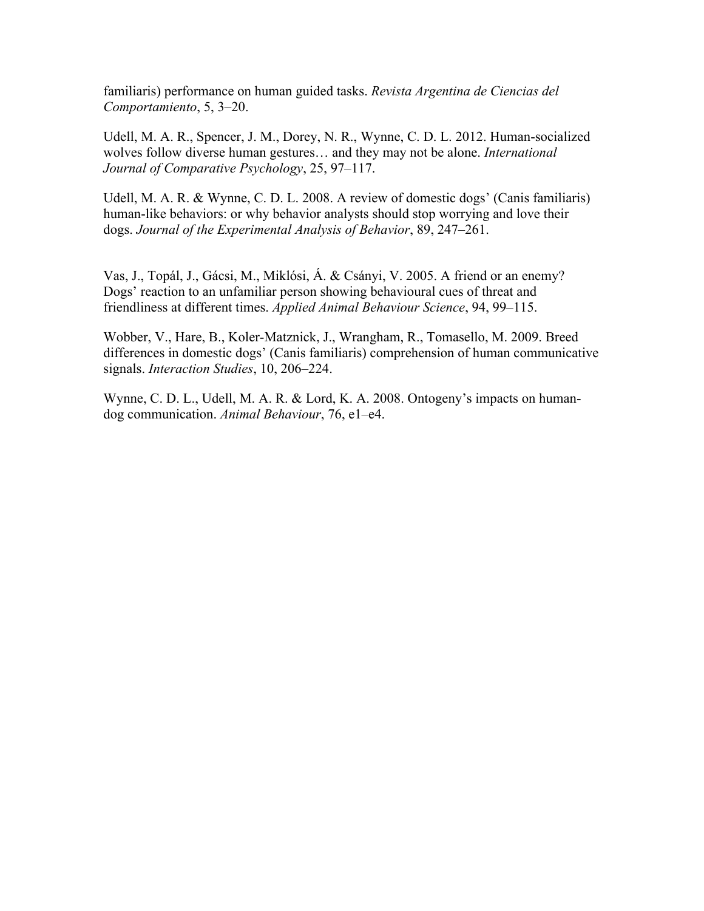familiaris) performance on human guided tasks. *Revista Argentina de Ciencias del Comportamiento*, 5, 3–20.

Udell, M. A. R., Spencer, J. M., Dorey, N. R., Wynne, C. D. L. 2012. Human-socialized wolves follow diverse human gestures… and they may not be alone. *International Journal of Comparative Psychology*, 25, 97–117.

Udell, M. A. R. & Wynne, C. D. L. 2008. A review of domestic dogs' (Canis familiaris) human-like behaviors: or why behavior analysts should stop worrying and love their dogs. *Journal of the Experimental Analysis of Behavior*, 89, 247–261.

Vas, J., Topál, J., Gácsi, M., Miklósi, Á. & Csányi, V. 2005. A friend or an enemy? Dogs' reaction to an unfamiliar person showing behavioural cues of threat and friendliness at different times. *Applied Animal Behaviour Science*, 94, 99–115.

Wobber, V., Hare, B., Koler-Matznick, J., Wrangham, R., Tomasello, M. 2009. Breed differences in domestic dogs' (Canis familiaris) comprehension of human communicative signals. *Interaction Studies*, 10, 206–224.

Wynne, C. D. L., Udell, M. A. R. & Lord, K. A. 2008. Ontogeny's impacts on human-dog communication. *Animal Behaviour*, 76, e1–e4.